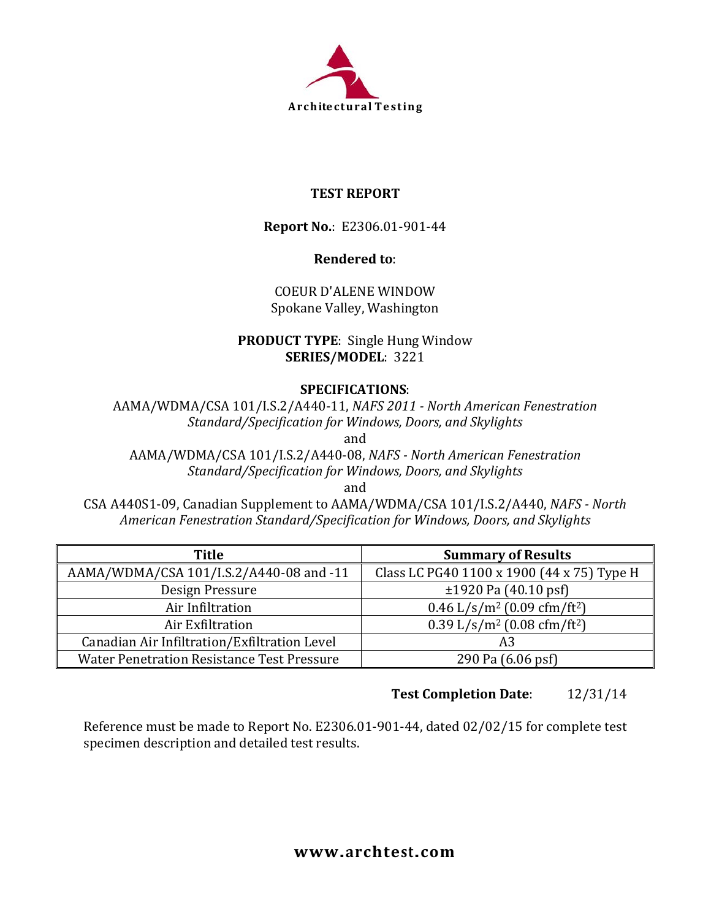Architectural Testing

# TEST REPORT

**Report No.**: E2306.01-901-44

**Rendered to**:

COEUR D'ALENE WINDOW
Spokane Valley, Washington

**PRODUCT TYPE**: Single Hung Window
**SERIES/MODEL**: 3221

**SPECIFICATIONS**:

AAMA/WDMA/CSA 101/I.S.2/A440-11, *NAFS 2011 - North American Fenestration Standard/Specification for Windows, Doors, and Skylights*

and

AAMA/WDMA/CSA 101/I.S.2/A440-08, *NAFS - North American Fenestration Standard/Specification for Windows, Doors, and Skylights*

and

CSA A440S1-09, Canadian Supplement to AAMA/WDMA/CSA 101/I.S.2/A440, *NAFS - North American Fenestration Standard/Specification for Windows, Doors, and Skylights*

| Title | Summary of Results |
|---|---|
| AAMA/WDMA/CSA 101/I.S.2/A440-08 and -11 | Class LC PG40 1100 x 1900 (44 x 75) Type H |
| Design Pressure | ±1920 Pa (40.10 psf) |
| Air Infiltration | 0.46 L/s/m$^2$ (0.09 cfm/ft$^2$) |
| Air Exfiltration | 0.39 L/s/m$^2$ (0.08 cfm/ft$^2$) |
| Canadian Air Infiltration/Exfiltration Level | A3 |
| Water Penetration Resistance Test Pressure | 290 Pa (6.06 psf) |

**Test Completion Date**: 12/31/14

Reference must be made to Report No. E2306.01-901-44, dated 02/02/15 for complete test specimen description and detailed test results.

**www.archtest.com**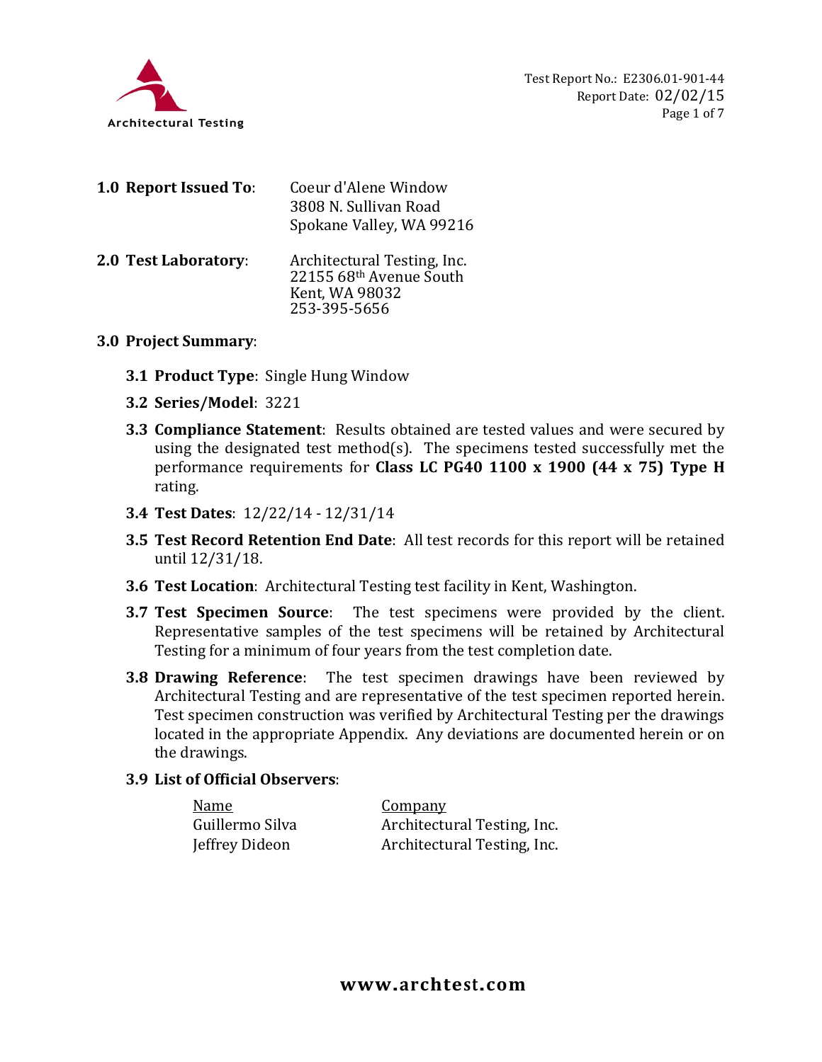Test Report No.: E2306.01-901-44
Report Date: 02/02/15

**1.0 Report Issued To**: Coeur d'Alene Window
3808 N. Sullivan Road
Spokane Valley, WA 99216

**2.0 Test Laboratory**: Architectural Testing, Inc.
22155 68th Avenue South
Kent, WA 98032
253-395-5656

**3.0 Project Summary**:

**3.1 Product Type**: Single Hung Window

**3.2 Series/Model**: 3221

**3.3 Compliance Statement**: Results obtained are tested values and were secured by using the designated test method(s). The specimens tested successfully met the performance requirements for **Class LC PG40 1100 x 1900 (44 x 75) Type H** rating.

**3.4 Test Dates**: 12/22/14 - 12/31/14

**3.5 Test Record Retention End Date**: All test records for this report will be retained until 12/31/18.

**3.6 Test Location**: Architectural Testing test facility in Kent, Washington.

**3.7 Test Specimen Source**: The test specimens were provided by the client. Representative samples of the test specimens will be retained by Architectural Testing for a minimum of four years from the test completion date.

**3.8 Drawing Reference**: The test specimen drawings have been reviewed by Architectural Testing and are representative of the test specimen reported herein. Test specimen construction was verified by Architectural Testing per the drawings located in the appropriate Appendix. Any deviations are documented herein or on the drawings.

**3.9 List of Official Observers**:

| Name | Company |
|---|---|
| Guillermo Silva | Architectural Testing, Inc. |
| Jeffrey Dideon | Architectural Testing, Inc. |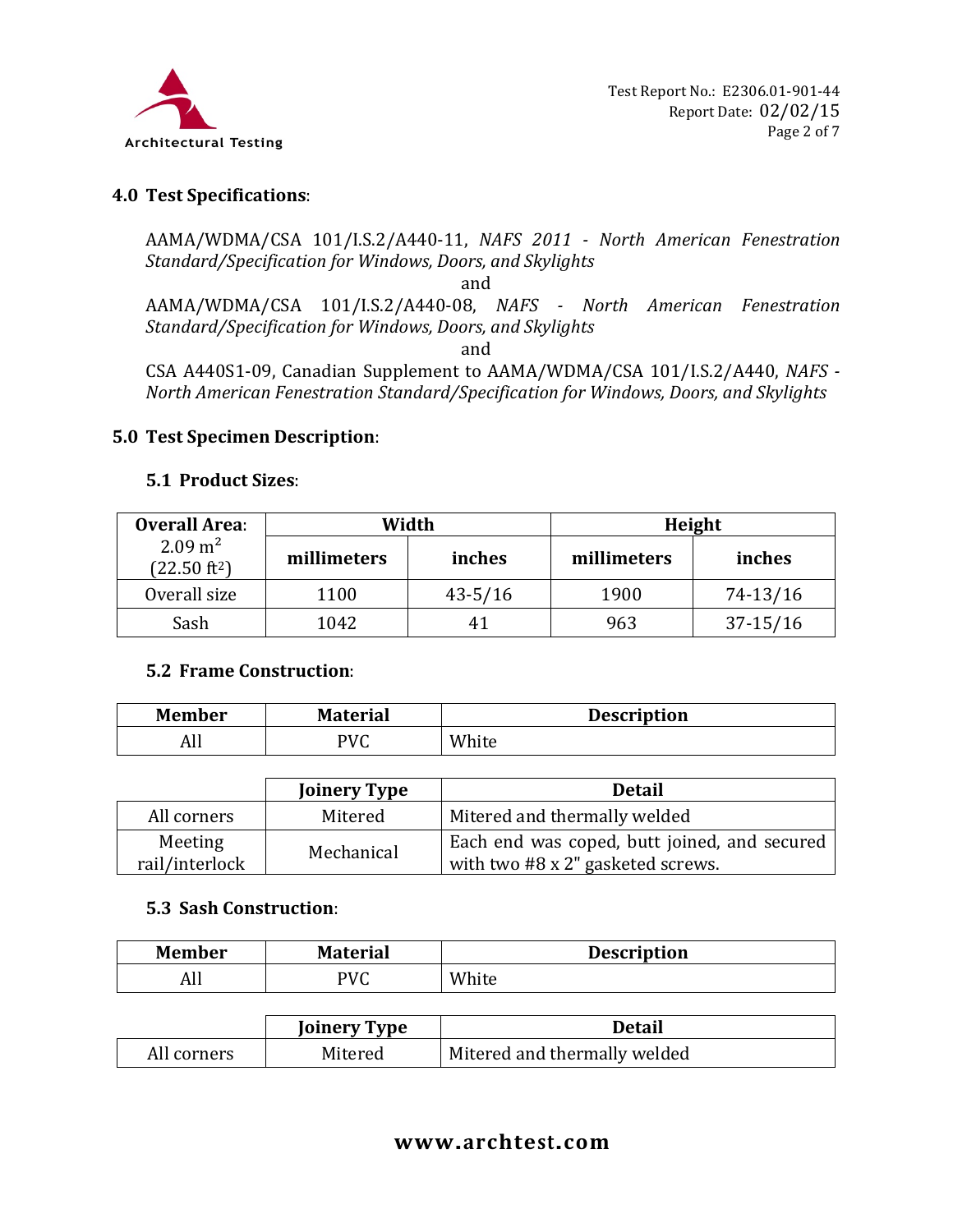## 4.0 Test Specifications:

AAMA/WDMA/CSA 101/I.S.2/A440-11, *NAFS 2011 - North American Fenestration Standard/Specification for Windows, Doors, and Skylights*

and

AAMA/WDMA/CSA 101/I.S.2/A440-08, *NAFS - North American Fenestration Standard/Specification for Windows, Doors, and Skylights*

and

CSA A440S1-09, Canadian Supplement to AAMA/WDMA/CSA 101/I.S.2/A440, *NAFS - North American Fenestration Standard/Specification for Windows, Doors, and Skylights*

## 5.0 Test Specimen Description:

### 5.1 Product Sizes:

| **Overall Area:** 2.09 $m^2$ (22.50 $ft^2$) | **Width** | | **Height** | |
|---|---|---|---|---|
| | **millimeters** | **inches** | **millimeters** | **inches** |
| Overall size | 1100 | 43-5/16 | 1900 | 74-13/16 |
| Sash | 1042 | 41 | 963 | 37-15/16 |

### 5.2 Frame Construction:

| Member | Material | Description |
|---|---|---|
| All | PVC | White |

| | Joinery Type | Detail |
|---|---|---|
| All corners | Mitered | Mitered and thermally welded |
| Meeting rail/interlock | Mechanical | Each end was coped, butt joined, and secured with two #8 x 2" gasketed screws. |

### 5.3 Sash Construction:

| Member | Material | Description |
|---|---|---|
| All | PVC | White |

| | Joinery Type | Detail |
|---|---|---|
| All corners | Mitered | Mitered and thermally welded |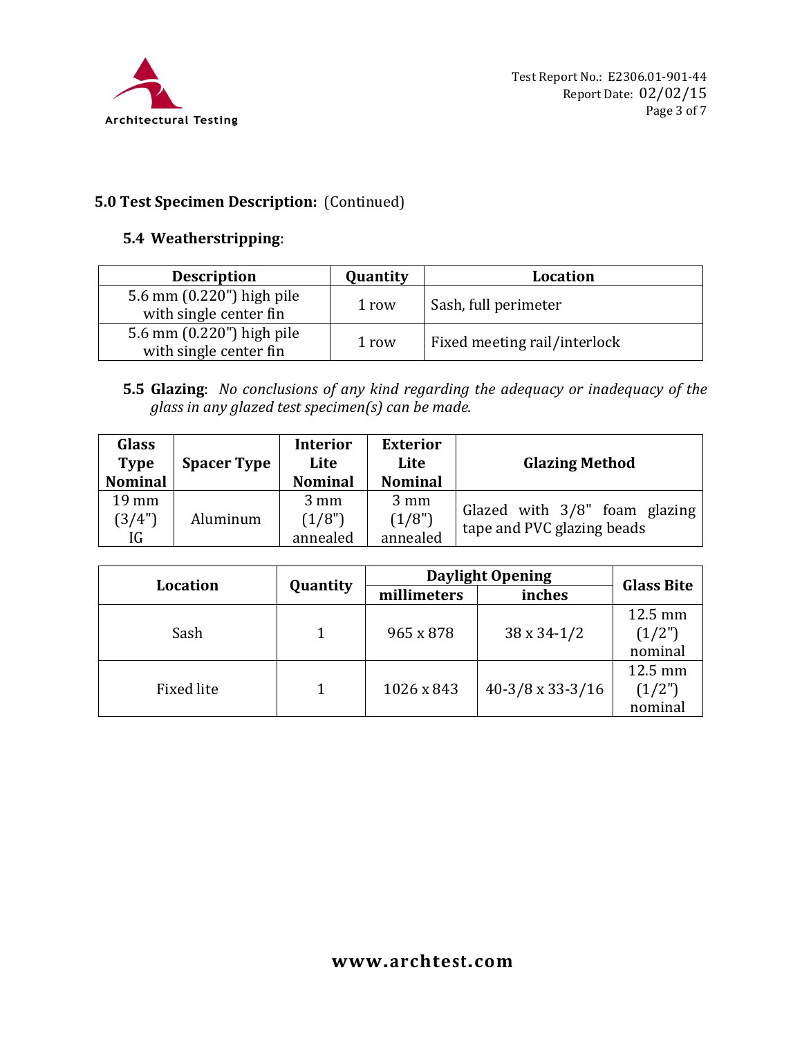## 5.0 Test Specimen Description: (Continued)

### 5.4 Weatherstripping:

| Description | Quantity | Location |
|---|---|---|
| 5.6 mm (0.220") high pile with single center fin | 1 row | Sash, full perimeter |
| 5.6 mm (0.220") high pile with single center fin | 1 row | Fixed meeting rail/interlock |

### 5.5 Glazing: *No conclusions of any kind regarding the adequacy or inadequacy of the glass in any glazed test specimen(s) can be made.*

| Glass Type Nominal | Spacer Type | Interior Lite Nominal | Exterior Lite Nominal | Glazing Method |
|---|---|---|---|---|
| 19 mm (3/4") IG | Aluminum | 3 mm (1/8") annealed | 3 mm (1/8") annealed | Glazed with 3/8" foam glazing tape and PVC glazing beads |

| Location | Quantity | Daylight Opening | | Glass Bite |
|---|---|---|---|---|
| | | millimeters | inches | |
| Sash | 1 | 965 x 878 | 38 x 34-1/2 | 12.5 mm (1/2") nominal |
| Fixed lite | 1 | 1026 x 843 | 40-3/8 x 33-3/16 | 12.5 mm (1/2") nominal |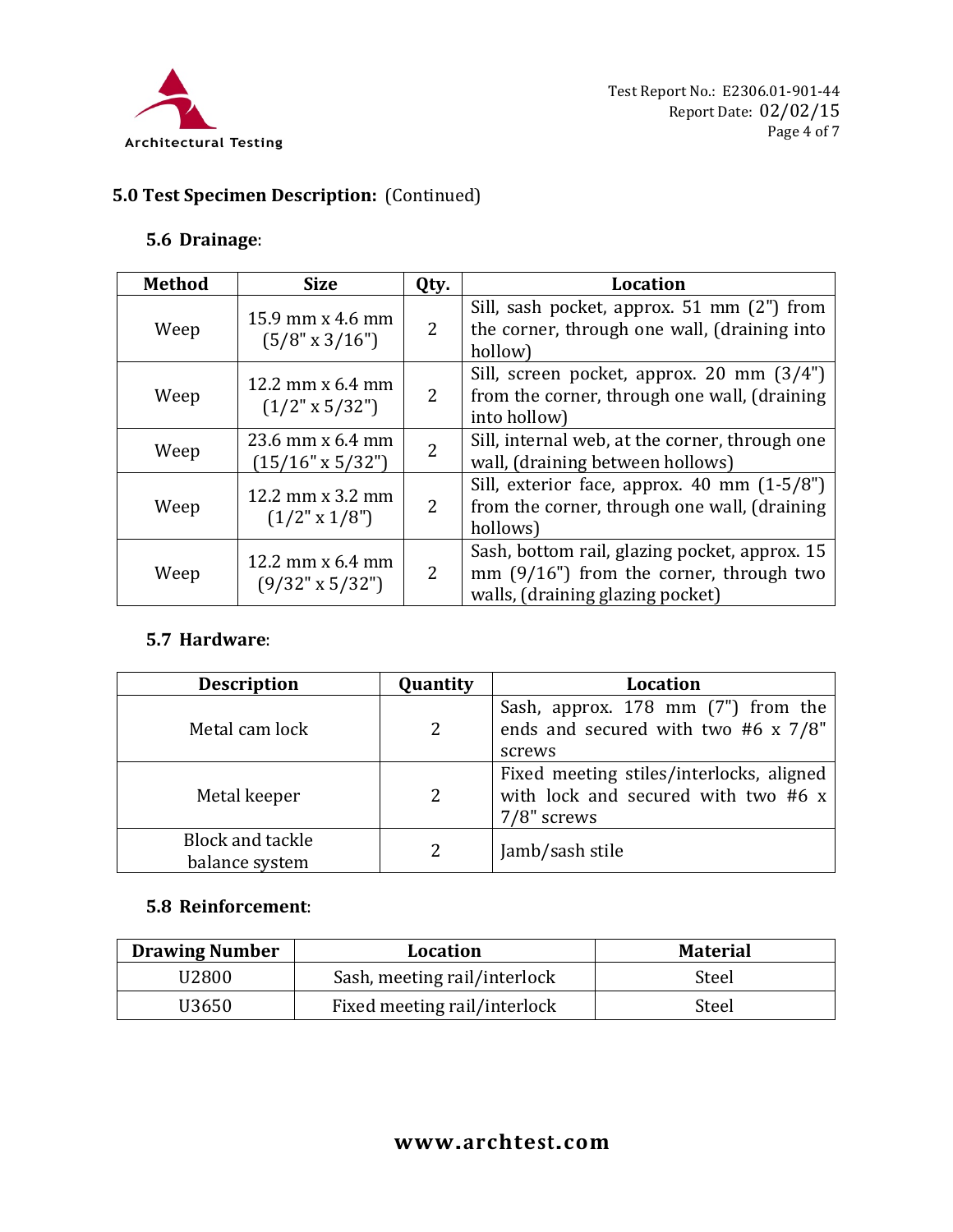## 5.0 Test Specimen Description: (Continued)

### 5.6 Drainage:

| Method | Size | Qty. | Location |
|---|---|---|---|
| Weep | 15.9 mm x 4.6 mm (5/8" x 3/16") | 2 | Sill, sash pocket, approx. 51 mm (2") from the corner, through one wall, (draining into hollow) |
| Weep | 12.2 mm x 6.4 mm (1/2" x 5/32") | 2 | Sill, screen pocket, approx. 20 mm (3/4") from the corner, through one wall, (draining into hollow) |
| Weep | 23.6 mm x 6.4 mm (15/16" x 5/32") | 2 | Sill, internal web, at the corner, through one wall, (draining between hollows) |
| Weep | 12.2 mm x 3.2 mm (1/2" x 1/8") | 2 | Sill, exterior face, approx. 40 mm (1-5/8") from the corner, through one wall, (draining hollows) |
| Weep | 12.2 mm x 6.4 mm (9/32" x 5/32") | 2 | Sash, bottom rail, glazing pocket, approx. 15 mm (9/16") from the corner, through two walls, (draining glazing pocket) |

### 5.7 Hardware:

| Description | Quantity | Location |
|---|---|---|
| Metal cam lock | 2 | Sash, approx. 178 mm (7") from the ends and secured with two #6 x 7/8" screws |
| Metal keeper | 2 | Fixed meeting stiles/interlocks, aligned with lock and secured with two #6 x 7/8" screws |
| Block and tackle balance system | 2 | Jamb/sash stile |

### 5.8 Reinforcement:

| Drawing Number | Location | Material |
|---|---|---|
| U2800 | Sash, meeting rail/interlock | Steel |
| U3650 | Fixed meeting rail/interlock | Steel |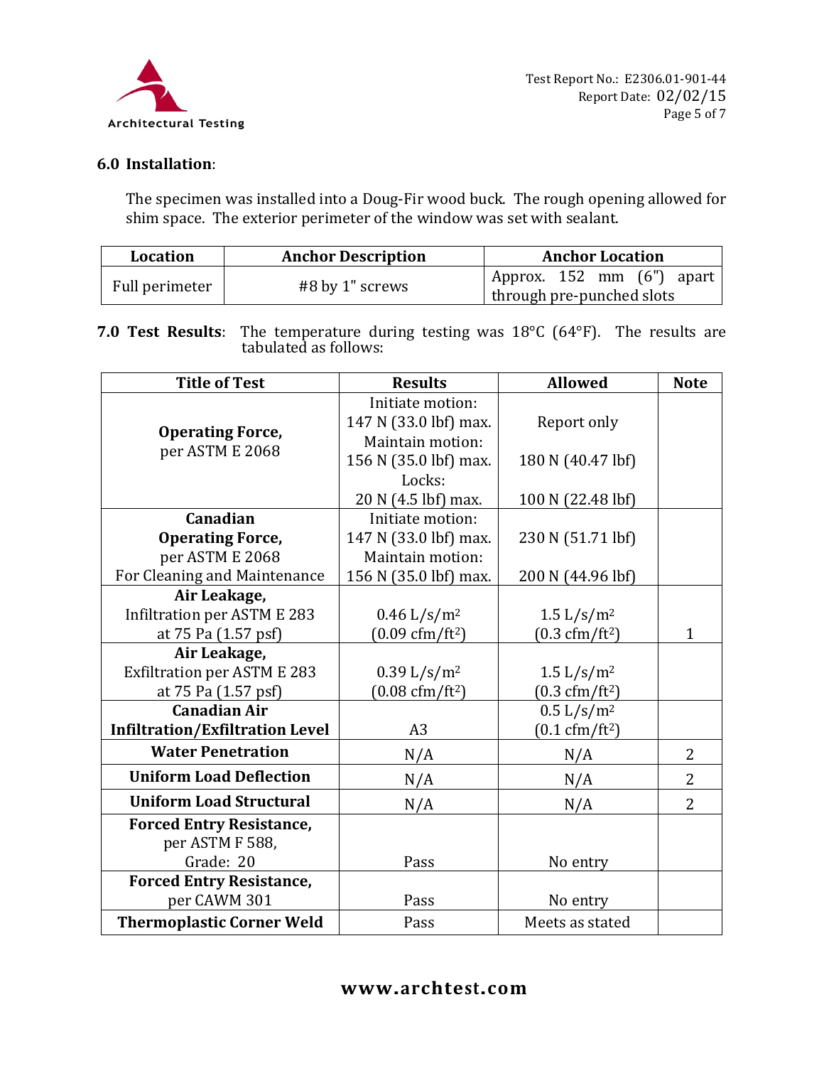**6.0 Installation**:

The specimen was installed into a Doug-Fir wood buck. The rough opening allowed for shim space. The exterior perimeter of the window was set with sealant.

| Location | Anchor Description | Anchor Location |
|---|---|---|
| Full perimeter | #8 by 1" screws | Approx. 152 mm (6") apart through pre-punched slots |

**7.0 Test Results**: The temperature during testing was 18°C (64°F). The results are tabulated as follows:

| Title of Test | Results | Allowed | Note |
|---|---|---|---|
| **Operating Force,** per ASTM E 2068 | Initiate motion: 147 N (33.0 lbf) max. | Report only | |
| | Maintain motion: 156 N (35.0 lbf) max. | 180 N (40.47 lbf) | |
| | Locks: 20 N (4.5 lbf) max. | 100 N (22.48 lbf) | |
| **Canadian Operating Force,** per ASTM E 2068 For Cleaning and Maintenance | Initiate motion: 147 N (33.0 lbf) max. | 230 N (51.71 lbf) | |
| | Maintain motion: 156 N (35.0 lbf) max. | 200 N (44.96 lbf) | |
| **Air Leakage,** Infiltration per ASTM E 283 at 75 Pa (1.57 psf) | 0.46 L/s/$m^2$ (0.09 cfm/$ft^2$) | 1.5 L/s/$m^2$ (0.3 cfm/$ft^2$) | 1 |
| **Air Leakage,** Exfiltration per ASTM E 283 at 75 Pa (1.57 psf) | 0.39 L/s/$m^2$ (0.08 cfm/$ft^2$) | 1.5 L/s/$m^2$ (0.3 cfm/$ft^2$) | |
| **Canadian Air Infiltration/Exfiltration Level** | A3 | 0.5 L/s/$m^2$ (0.1 cfm/$ft^2$) | |
| **Water Penetration** | N/A | N/A | 2 |
| **Uniform Load Deflection** | N/A | N/A | 2 |
| **Uniform Load Structural** | N/A | N/A | 2 |
| **Forced Entry Resistance,** per ASTM F 588, Grade: 20 | Pass | No entry | |
| **Forced Entry Resistance,** per CAWM 301 | Pass | No entry | |
| **Thermoplastic Corner Weld** | Pass | Meets as stated | |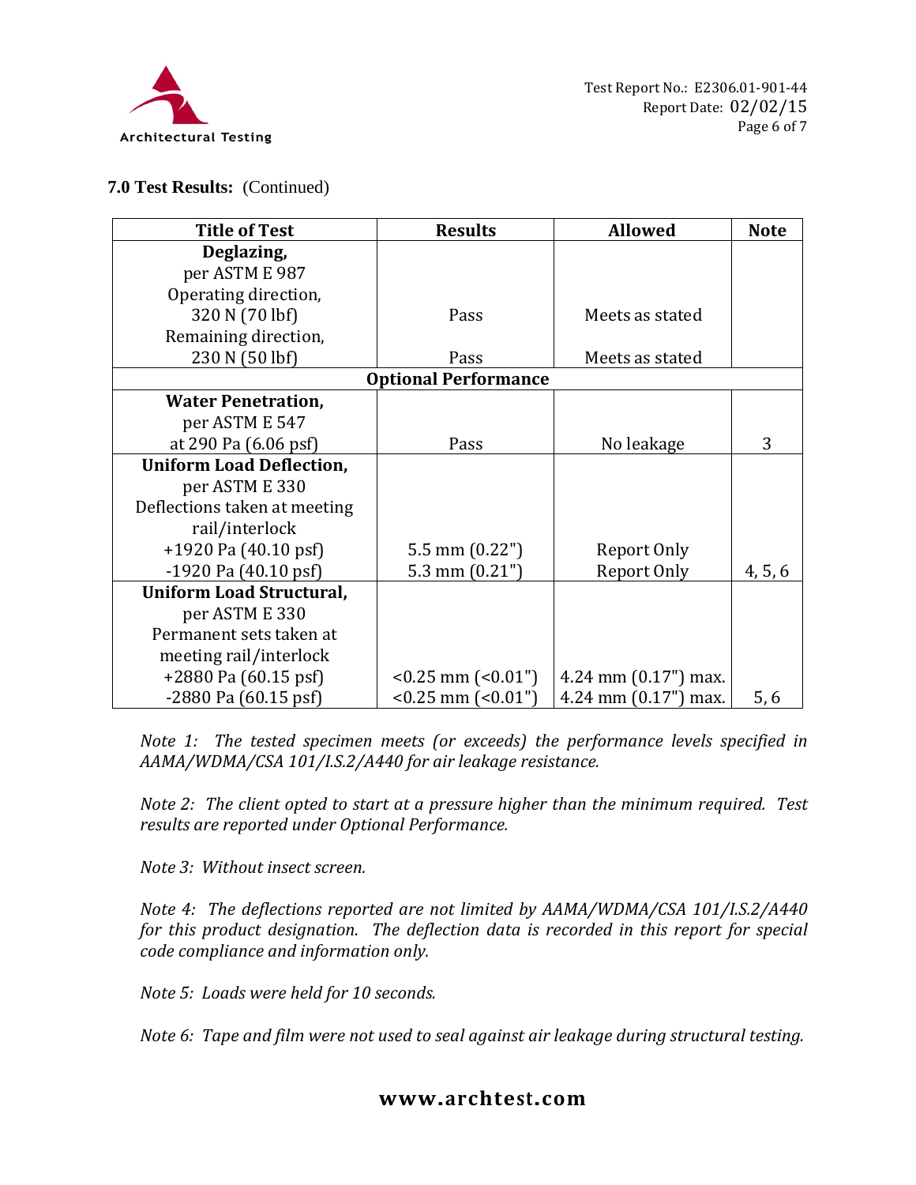**7.0 Test Results:** (Continued)

| Title of Test | Results | Allowed | Note |
|---|---|---|---|
| **Deglazing,**<br>per ASTM E 987<br>Operating direction,<br>320 N (70 lbf)<br>Remaining direction,<br>230 N (50 lbf) | <br><br><br>Pass<br><br>Pass | <br><br><br>Meets as stated<br><br>Meets as stated | |
| **Optional Performance** | | | |
| **Water Penetration,**<br>per ASTM E 547<br>at 290 Pa (6.06 psf) | <br><br>Pass | <br><br>No leakage | 3 |
| **Uniform Load Deflection,**<br>per ASTM E 330<br>Deflections taken at meeting rail/interlock<br>+1920 Pa (40.10 psf)<br>-1920 Pa (40.10 psf) | <br><br><br>5.5 mm (0.22")<br>5.3 mm (0.21") | <br><br><br>Report Only<br>Report Only | 4, 5, 6 |
| **Uniform Load Structural,**<br>per ASTM E 330<br>Permanent sets taken at meeting rail/interlock<br>+2880 Pa (60.15 psf)<br>-2880 Pa (60.15 psf) | <br><br><br><0.25 mm (<0.01")<br><0.25 mm (<0.01") | <br><br><br>4.24 mm (0.17") max.<br>4.24 mm (0.17") max. | 5, 6 |

*Note 1: The tested specimen meets (or exceeds) the performance levels specified in AAMA/WDMA/CSA 101/I.S.2/A440 for air leakage resistance.*

*Note 2: The client opted to start at a pressure higher than the minimum required. Test results are reported under Optional Performance.*

*Note 3: Without insect screen.*

*Note 4: The deflections reported are not limited by AAMA/WDMA/CSA 101/I.S.2/A440 for this product designation. The deflection data is recorded in this report for special code compliance and information only.*

*Note 5: Loads were held for 10 seconds.*

*Note 6: Tape and film were not used to seal against air leakage during structural testing.*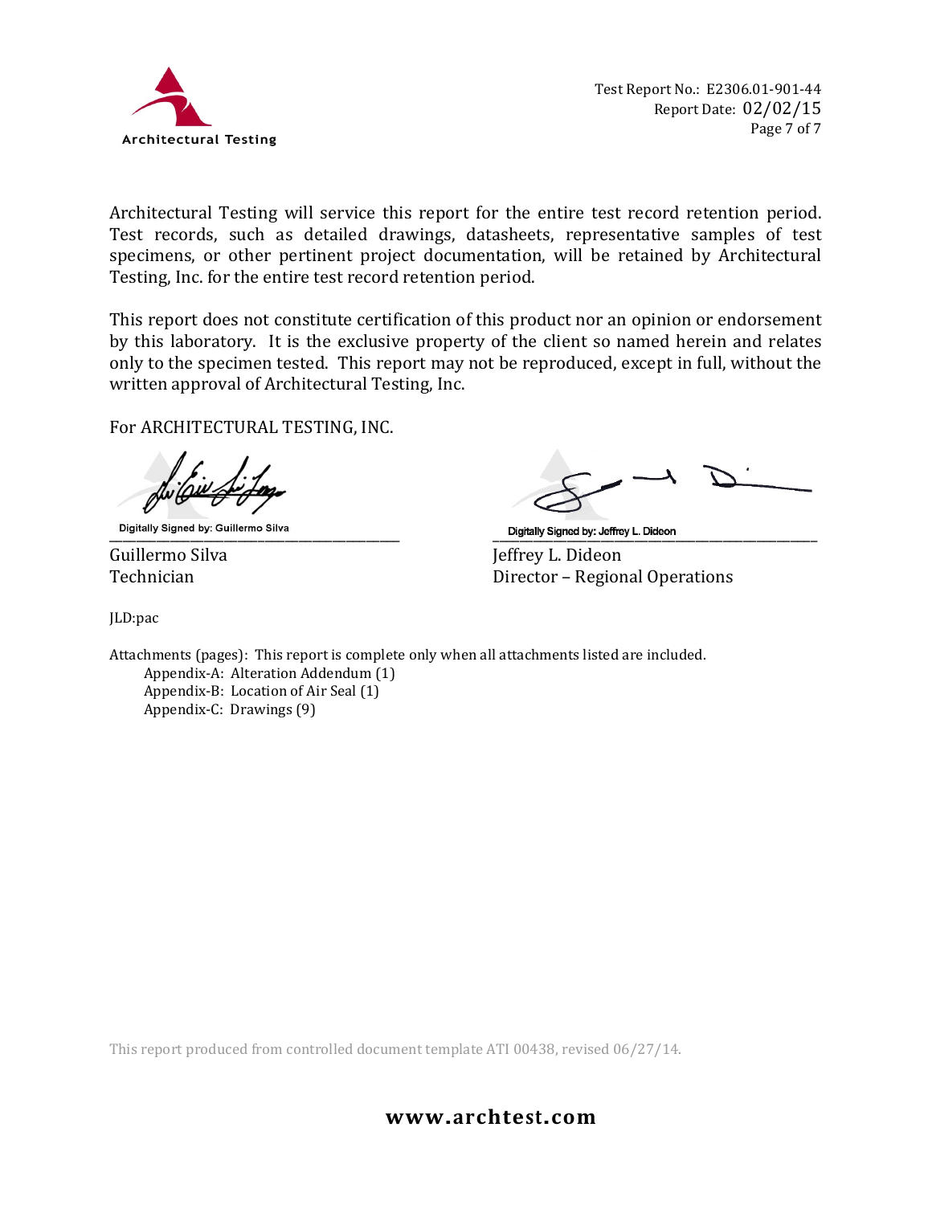Architectural Testing will service this report for the entire test record retention period. Test records, such as detailed drawings, datasheets, representative samples of test specimens, or other pertinent project documentation, will be retained by Architectural Testing, Inc. for the entire test record retention period.

This report does not constitute certification of this product nor an opinion or endorsement by this laboratory. It is the exclusive property of the client so named herein and relates only to the specimen tested. This report may not be reproduced, except in full, without the written approval of Architectural Testing, Inc.

For ARCHITECTURAL TESTING, INC.

| | |
|---|---|
| Digitally Signed by: Guillermo Silva | Digitally Signed by: Jeffrey L. Dideon |
| Guillermo Silva | Jeffrey L. Dideon |
| Technician | Director – Regional Operations |

JLD:pac

Attachments (pages): This report is complete only when all attachments listed are included.

- Appendix-A: Alteration Addendum (1)
- Appendix-B: Location of Air Seal (1)
- Appendix-C: Drawings (9)

This report produced from controlled document template ATI 00438, revised 06/27/14.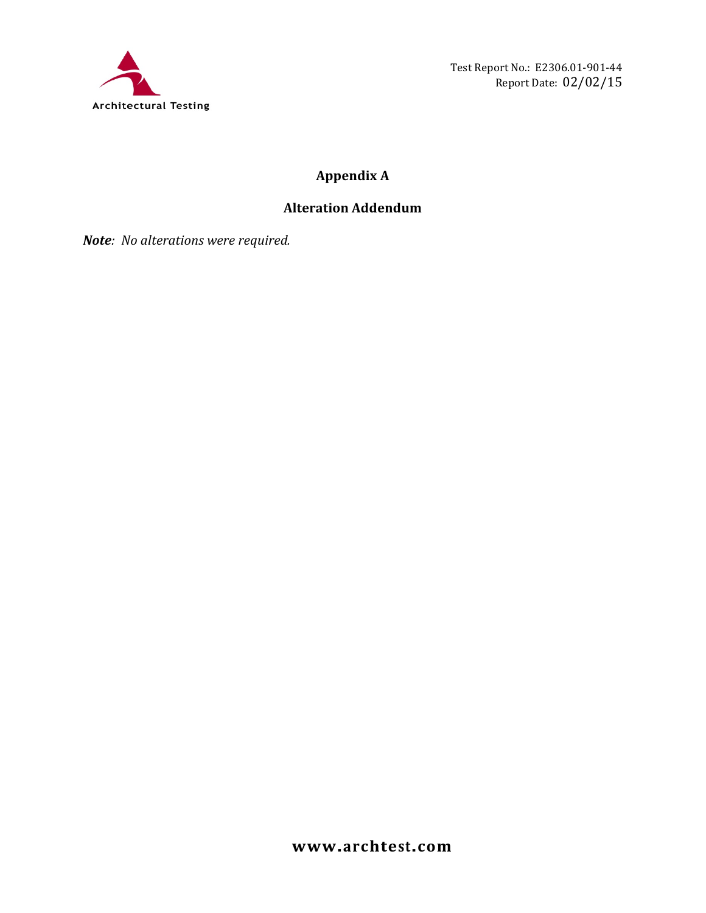# Appendix A

## Alteration Addendum

***Note**: No alterations were required.*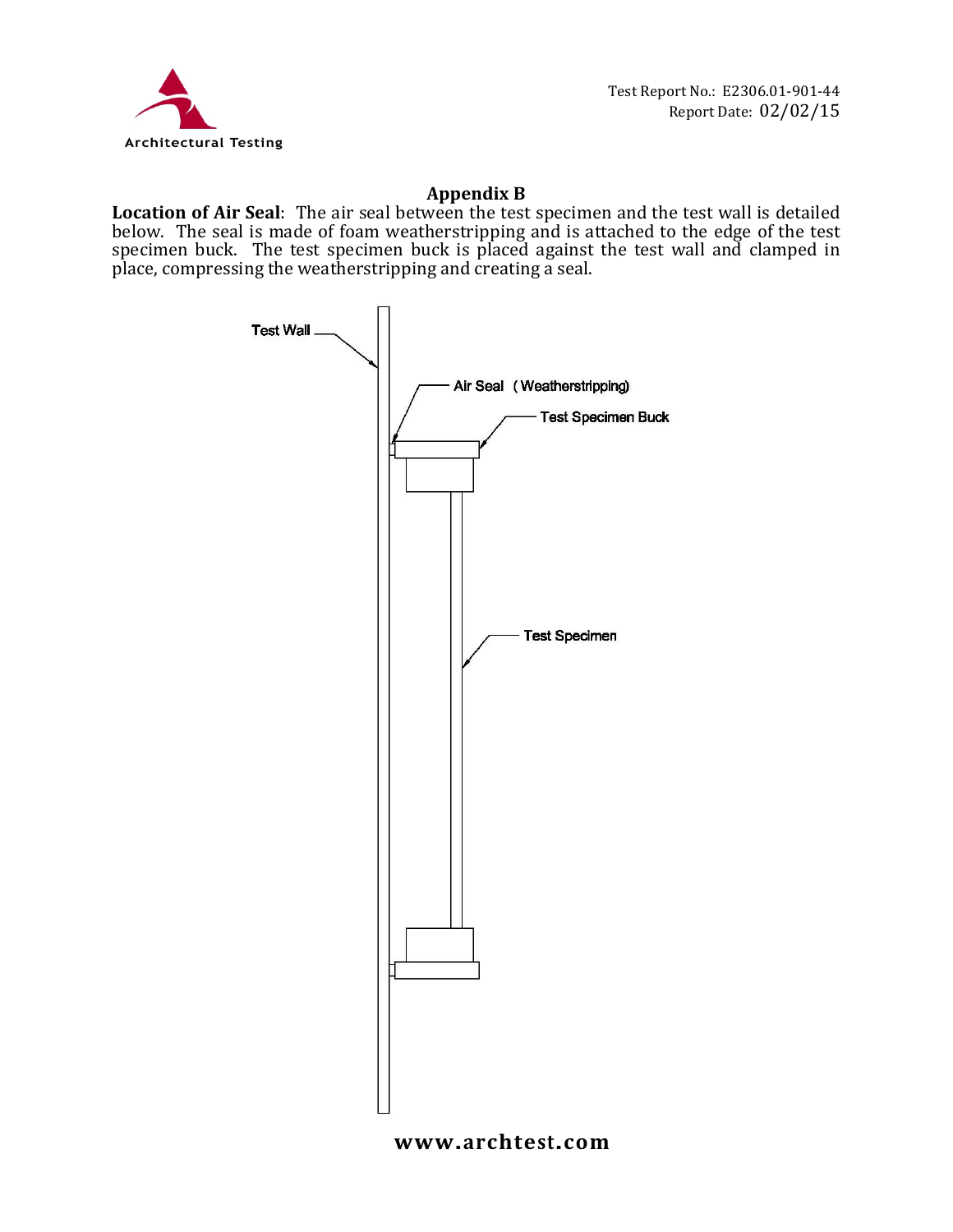## Appendix B

**Location of Air Seal**: The air seal between the test specimen and the test wall is detailed below. The seal is made of foam weatherstripping and is attached to the edge of the test specimen buck. The test specimen buck is placed against the test wall and clamped in place, compressing the weatherstripping and creating a seal.

Test Wall

Air Seal (Weatherstripping)

Test Specimen Buck

Test Specimen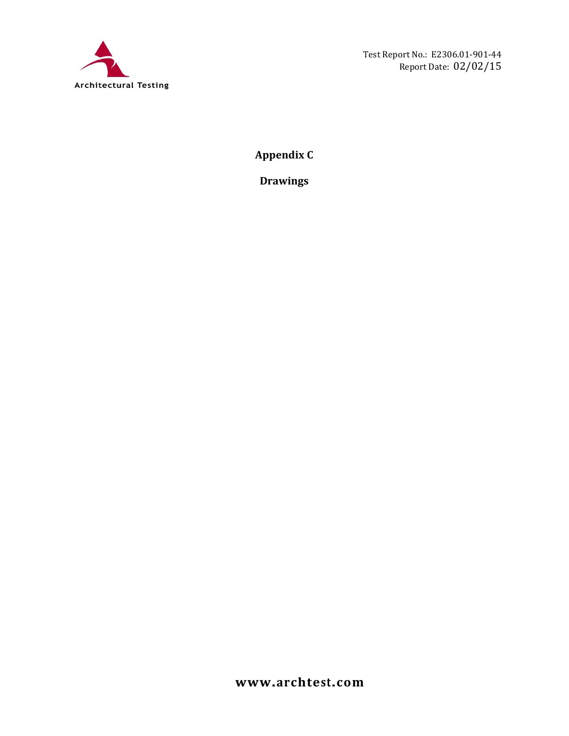# Appendix C

## Drawings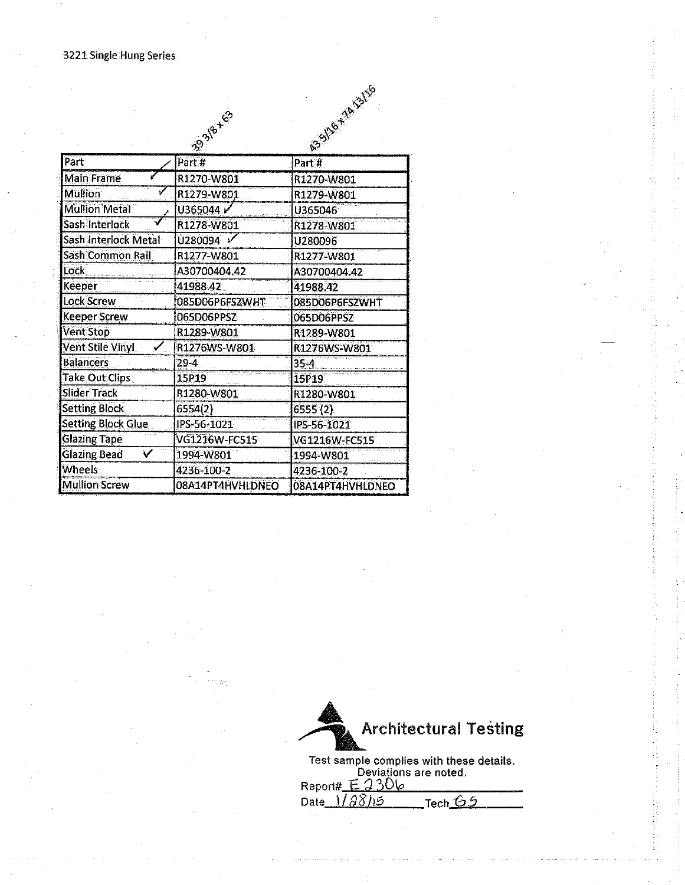3221 Single Hung Series

| Part | Part # (39 3/8 x 63) | Part # (43 5/16 x 74 13/16) |
|---|---|---|
| Main Frame ✓ | R1270-W801 | R1270-W801 |
| Mullion ✓ | R1279-W801 | R1279-W801 |
| Mullion Metal ✓ | U365044 ✓ | U365046 |
| Sash Interlock ✓ | R1278-W801 | R1278-W801 |
| Sash Interlock Metal | U280094 ✓ | U280096 |
| Sash Common Rail | R1277-W801 | R1277-W801 |
| Lock | A30700404.42 | A30700404.42 |
| Keeper | 41988.42 | 41988.42 |
| Lock Screw | 085D06P6FSZWHT | 085D06P6FSZWHT |
| Keeper Screw | 065D06PPSZ | 065D06PPSZ |
| Vent Stop | R1289-W801 | R1289-W801 |
| Vent Stile Vinyl ✓ | R1276WS-W801 | R1276WS-W801 |
| Balancers | 29-4 | 35-4 |
| Take Out Clips | 15P19 | 15P19 |
| Slider Track | R1280-W801 | R1280-W801 |
| Setting Block | 6554(2) | 6555 (2) |
| Setting Block Glue | IPS-56-1021 | IPS-56-1021 |
| Glazing Tape | VG1216W-FC515 | VG1216W-FC515 |
| Glazing Bead ✓ | 1994-W801 | 1994-W801 |
| Wheels | 4236-100-2 | 4236-100-2 |
| Mullion Screw | 08A14PT4HVHLDNEO | 08A14PT4HVHLDNEO |

Architectural Testing

Test sample complies with these details.
Deviations are noted.

Report# E2306

Date 1/28/15 Tech GS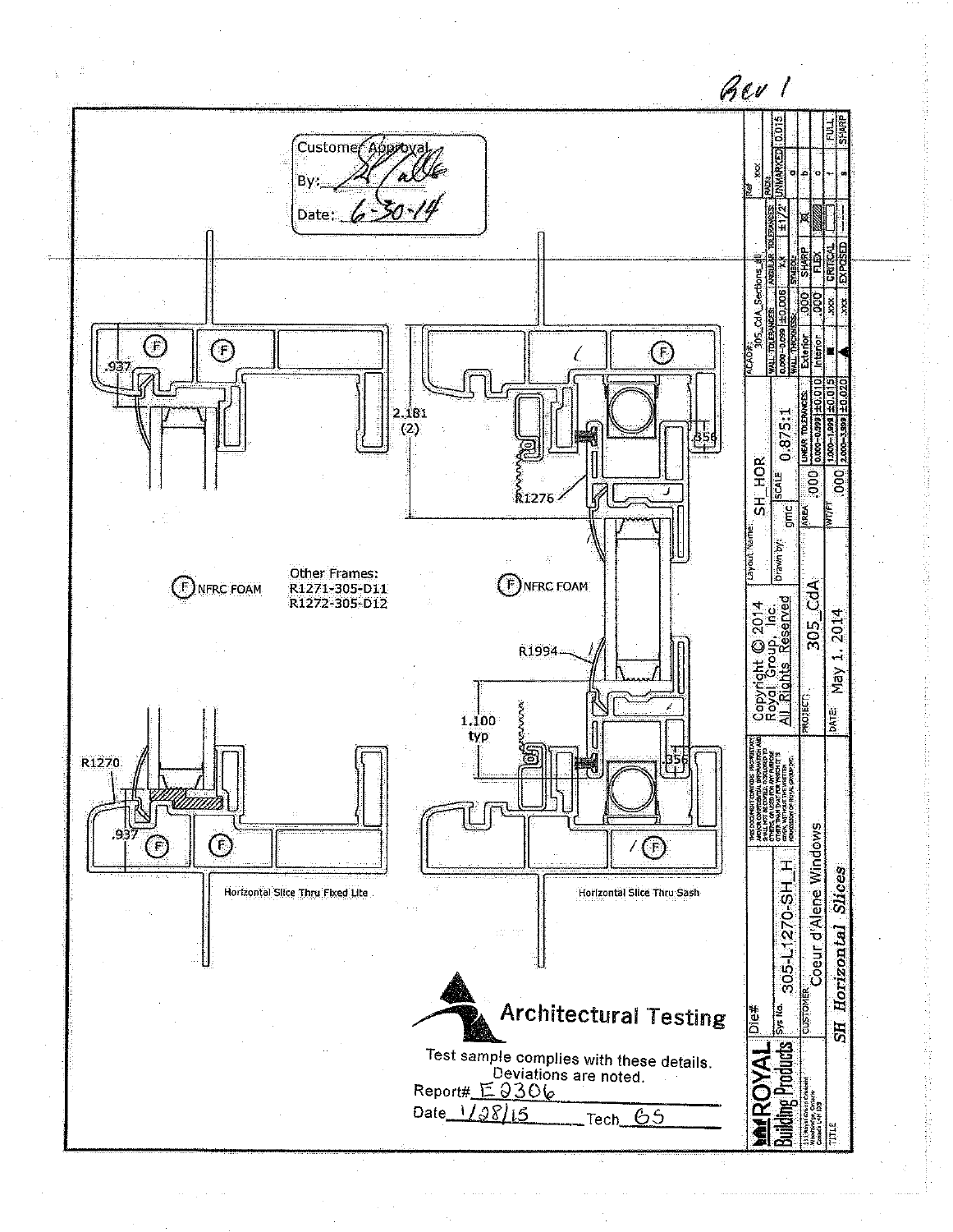Rev 1

Customer Approval

By: _[signature]_

Date: 6-30-14

.937

2.181 (2)

.556

R1276

(F) NFRC FOAM

Other Frames:
R1271-305-D11
R1272-305-D12

(F) NFRC FOAM

R1994

1.100 typ

.556

R1270

.937

Horizontal Slice Thru Fixed Lite

Horizontal Slice Thru Sash

**Architectural Testing**

Test sample complies with these details.
Deviations are noted.

Report# E2306

Date 1/28/15 Tech GS

| | |
|---|---|
| ROYAL Building Products | Die# |
| Sys No. | 305-L1270-SH_H |
| CUSTOMER | Coeur d'Alene Windows |
| TITLE | SH Horizontal Slices |
| Copyright © 2014 Royal Group, Inc. All Rights Reserved | |
| PROJECT: | 305_CdA |
| DATE: | May 1, 2014 |
| Layout Name: | SH_HOR |
| Drawn by: | gmc |
| SCALE | 0.875:1 |
| AREA | .000 |
| WT/FT | .000 |
| ACAD#: | 305_CdA_Sections.dfl |
| Ref | XXX |

| LINEAR TOLERANCES | |
|---|---|
| 0.000–0.999 | ±0.010 |
| 1.000–1.999 | ±0.015 |
| 2.000–3.999 | ±0.020 |

| WALL TOLERANCES | |
|---|---|
| 0.000–0.099 | ±0.006 |

| ANGULAR TOLERANCES | XX | ±1/2 |
|---|---|---|

| RADII | |
|---|---|
| UNMARKED | 0.015 |

| WALL THICKNESS | |
|---|---|
| Exterior | .000 |
| Interior | .000 |
| .XXX | CRITICAL |
| .XXX | EXPOSED |

| SYMBOL | | |
|---|---|---|
| SHARP | | |
| FLEX | | |
| CRITICAL | | FULL |
| EXPOSED | | SHARP |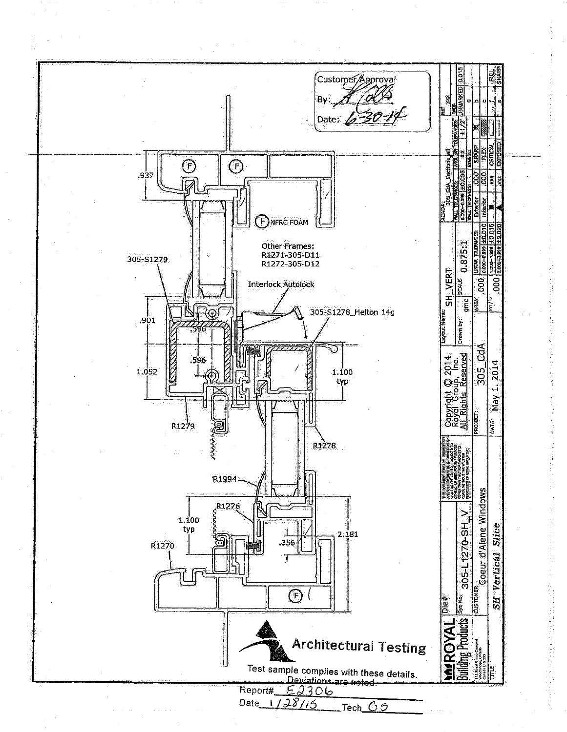Customer Approval

By: *(signature)*

Date: 6-30-14

.937

F NFRC FOAM

Other Frames:
R1271-305-D11
R1272-305-D12

305-S1279

Interlock Autolock

305-S1278_Helton 14g

.901

.596

1.052

.596

1.100 typ

R1279

R1278

R1994

R1276

1.100 typ

R1270

.356

2.181

Architectural Testing

Test sample complies with these details. ~~Deviations are noted.~~

Report# E2306

Date 1/28/15 Tech GS

| | |
|---|---|
| ROYAL Building Products | Die#: |
| Sys No. | 305-L1270-SH_V |
| CUSTOMER | Coeur d'Alene Windows |
| TITLE | SH Vertical Slice |
| Copyright © 2014 Royal Group, Inc. All Rights Reserved | |
| PROJECT: | 305_CdA |
| DATE: | May 1, 2014 |
| LAYOUT NAME: | SH_VERT |
| Drawn by: | gmc |
| SCALE | 0.875:1 |
| AREA | .000 |
| WT/FT | .000 |
| ACAD#: | 305_CdA_Sections.dwg |

| LINEAR TOLERANCES | |
|---|---|
| 0.000–0.999 | ±0.010 |
| 1.000–1.999 | ±0.015 |
| 2.000–3.999 | ±0.020 |

| WALL TOLERANCES | |
|---|---|
| 0.000–0.099 | ±0.006 |

| WALL THICKNESS | |
|---|---|
| Exterior | .000 |
| Interior | .000 |
| | .XXX |
| | .XXX |

| ANGULAR TOLERANCES | RADII |
|---|---|
| ±X ±1/2° | UNMARKED 0.015 |

| SYMBOL | | |
|---|---|---|
| SHARP | | a |
| FLEX | | b |
| CRITICAL | | c |
| EXPOSED | | f |
| | | FULL SHARP |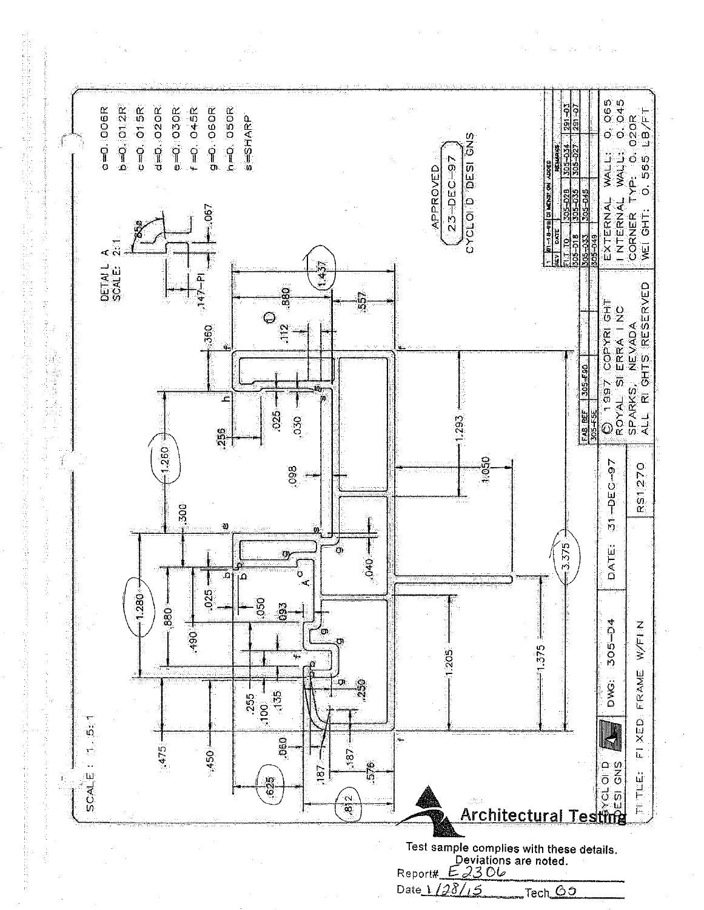SCALE : 1.5:1

DETAIL A
SCALE: 2:1

a=0.006R
b=0.012R
c=0.015R
d=0.020R
e=0.030R
f=0.045R
g=0.060R
h=0.050R
s=SHARP

APPROVED
23-DEC-97
CYCLOID DESIGNS

| REV | DATE | REMARKS |
|---|---|---|
| 1 | 01-18-98 | DIMENSION ADDED |

| FIT TO | | |
|---|---|---|
| 305-018 | 305-028 | 305-034 | 291-03 |
| 305-033 | 305-035 | 305-027 | 291-07 |
| 305-049 | 305-045 | | |

| FAB REF | 305-F90 |
|---|---|
| 305-F5E | |

EXTERNAL WALL: 0.065
INTERNAL WALL: 0.045
CORNER TYP: 0.020R
WEIGHT: 0.565 LB/FT

© 1997 COPYRIGHT
ROYAL SIERRA INC
SPARKS, NEVADA
ALL RIGHTS RESERVED

CYCLOID DESIGNS | DWG: 305-D4 | DATE: 31-DEC-97

TITLE: FIXED FRAME W/FIN | RS1270

**Architectural Testing**

Test sample complies with these details.
Deviations are noted.

Report# E2306

Date 1/28/15 Tech GS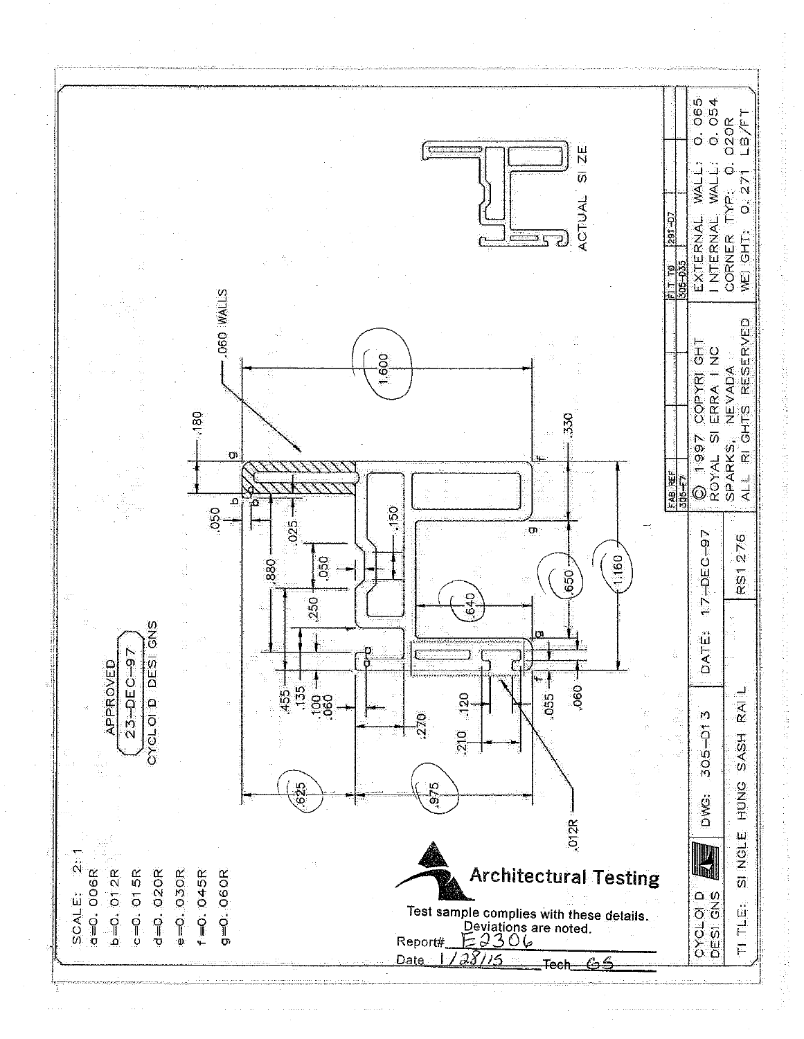SCALE: 2:1

a=0.006R

b=0.012R

c=0.015R

d=0.020R

e=0.030R

f=0.045R

g=0.060R

APPROVED
23-DEC-97
CYCLOID DESIGNS

.060 WALLS

.180

.050

.025

.880

.050

.150

.250

.455

.135

.100

.060

.270

.210

.120

.055

.060

.625

.975

.012R

1.600

.330

.640

.650

1.160

ACTUAL SIZE

**Architectural Testing**

Test sample complies with these details.
Deviations are noted.

Report# E2306

Date 1/28/15 Tech GS

| FAB REF | | | FIT TO | 291-07 |
|---|---|---|---|---|
| 305-F7 | | | 305-035 | |

© 1997 COPYRIGHT
ROYAL SIERRA INC
SPARKS, NEVADA
ALL RIGHTS RESERVED

EXTERNAL WALL: 0.065
INTERNAL WALL: 0.054
CORNER TYP: 0.020R
WEIGHT: 0.271 LB/FT

| CYCLOID DESIGNS | DWG: 305-D13 | DATE: 17-DEC-97 |
|---|---|---|
| TITLE: SINGLE HUNG SASH RAIL | | RS1276 |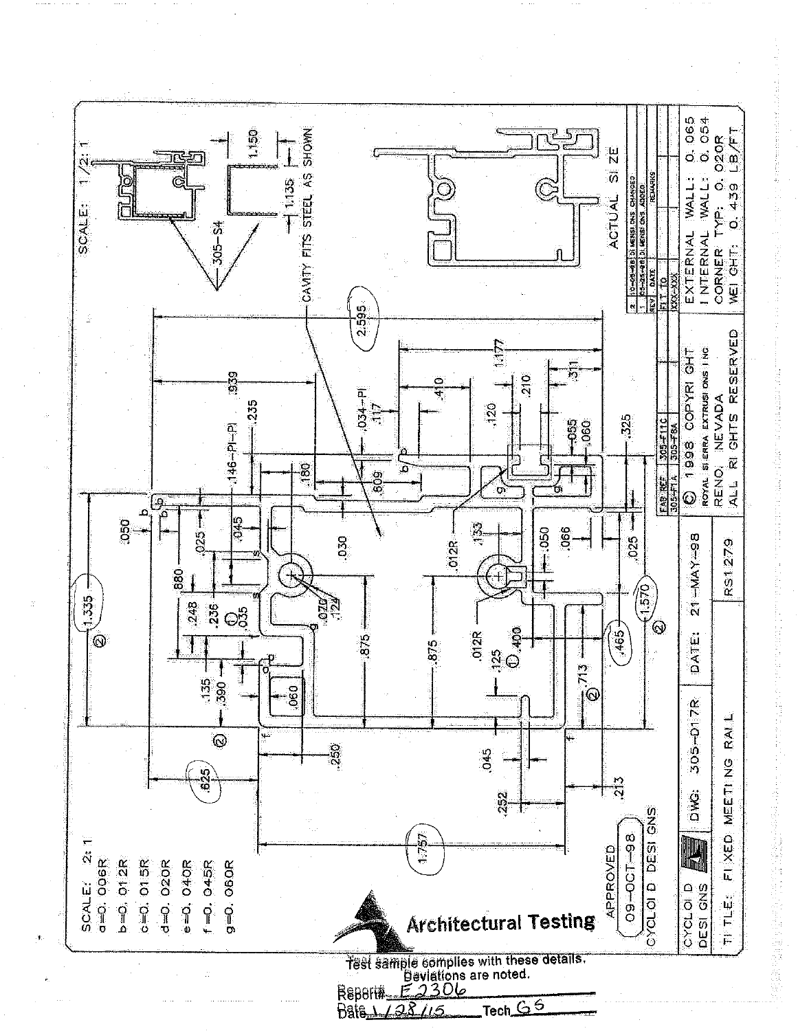SCALE: 2:1

- a=0.006R
- b=0.012R
- c=0.015R
- d=0.020R
- e=0.040R
- f=0.045R
- g=0.060R

SCALE: 1/2:1

305-S4

CAVITY FITS STEEL AS SHOWN

1.150

1.135

ACTUAL SIZE

| REV | DATE | REMARKS |
|---|---|---|
| 2 | 10-05-98 | DIMENSIONS CHANGED |
| 1 | 05-25-98 | DIMENSIONS ADDED |

| FAB REF | FIT TO |
|---|---|
| 305-F11C | XXX-XXX |
| 305-F1A | 305-F8A |

EXTERNAL WALL: 0.065
INTERNAL WALL: 0.054
CORNER TYP: 0.020R
WEIGHT: 0.439 LB/FT

© 1998 COPYRIGHT
ROYAL SIERRA EXTRUSIONS INC
RENO, NEVADA
ALL RIGHTS RESERVED

APPROVED
09-OCT-98
CYCLOID DESIGNS

| CYCLOID DESIGNS | DWG: 305-017R | DATE: 21-MAY-98 |
|---|---|---|
| TITLE: FIXED MEETING RAIL | | RS1279 |

Architectural Testing

Test sample complies with these details.
Deviations are noted.

Report# E2306

Date 1/28/15 Tech GS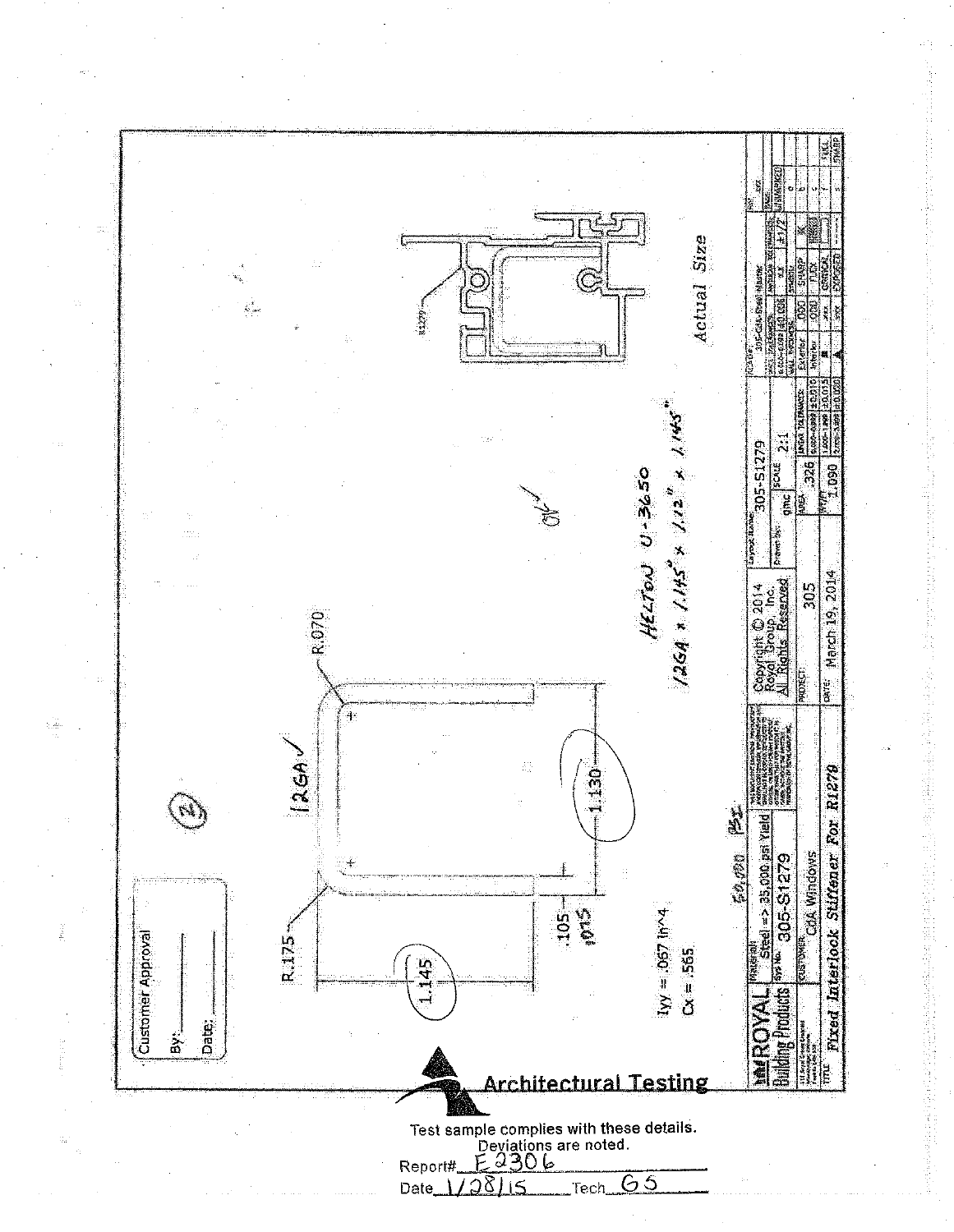Customer Approval

By: ______

Date: ______

(2)

12GA ✓

R.175

R.070

1.145

1.130

.105
.075

Iyy = .067 In^4

Cx = .565

HELTON U-3650

12GA x 1.145" x 1.12" x 1.145"

OK ✓

R1279

Actual Size

| ROYAL Building Products | Material: Steel => 35,000 psi Yield (50,000 PSI) | | Copyright © 2014 Royal Group, Inc. All Rights Reserved | Layout Number: 305-S1279 | |
|---|---|---|---|---|---|
| | Sys No. 305-S1279 | | | Drawn by: gmc | SCALE 2:1 |
| | CUSTOMER: CdA Windows | | PROJECT: 305 | AREA .326 | |
| | TITLE: Fixed Interlock Stiffener For R1278 | | DATE: March 19, 2014 | WT/FT 1.090 | |

Architectural Testing

Test sample complies with these details. Deviations are noted.

Report# E2306

Date 1/28/15 Tech GS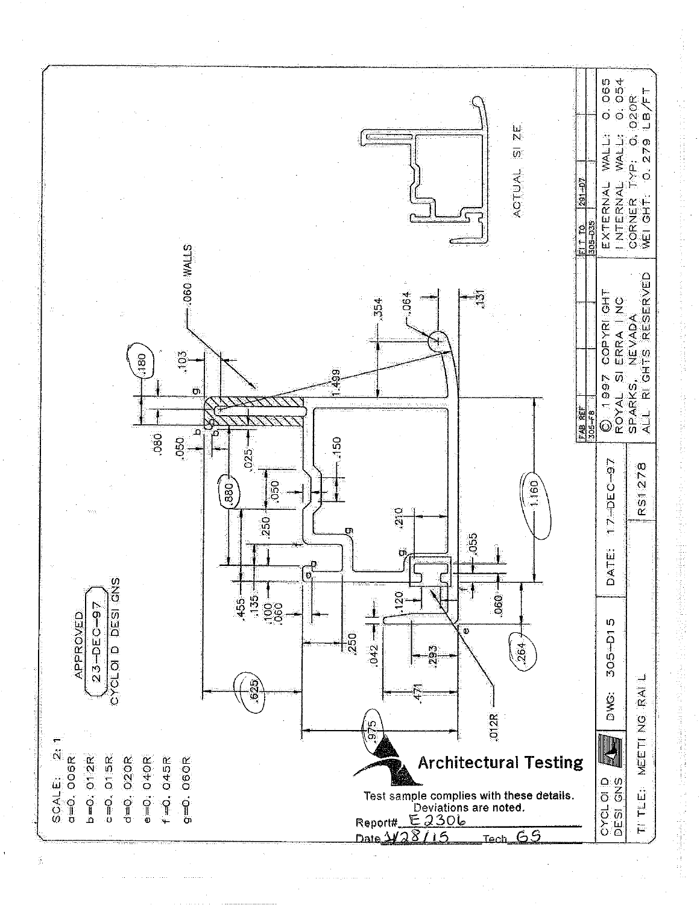APPROVED

23-DEC-97

CYCLOID DESIGNS

SCALE: 2:1

a=0.006R

b=0.012R

c=0.015R

d=0.020R

e=0.040R

f=0.045R

g=0.060R

.060 WALLS

ACTUAL SIZE

**Architectural Testing**

Test sample complies with these details.
Deviations are noted.

Report# E2306

Date 4/28/15 Tech GS

| CYCLOID DESIGNS | DWG: 305-D15 | DATE: 17-DEC-97 | FAB REF 305-F8 | FIT TO 305-D35 | 291-D7 |
|---|---|---|---|---|---|
| TITLE: MEETING RAIL | | RS1278 | © 1997 COPYRIGHT ROYAL SIERRA INC SPARKS, NEVADA ALL RIGHTS RESERVED | EXTERNAL WALL: 0.065 INTERNAL WALL: 0.054 CORNER TYP: 0.020R WEIGHT: 0.279 LB/FT | |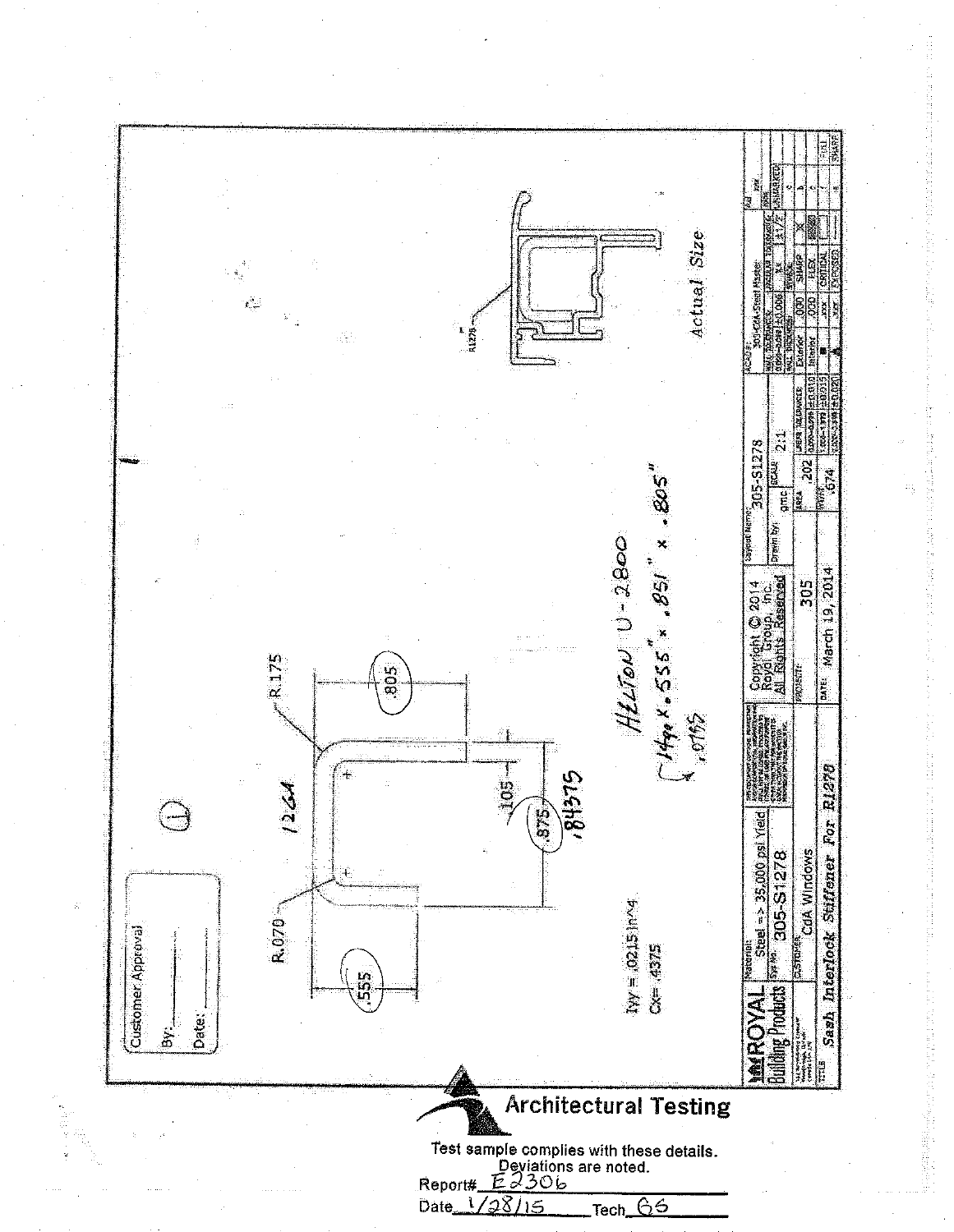Customer Approval

By: ______

Date: ______

①

12GA

R.070

R.175

.555

.805

.105

.875

.84375

HELTON U-2800

14ga x .555" x .851" x .805"

.0755

Iyy = .0215 In^4

CX= .4375

R1278

Actual Size

| | | | | |
|---|---|---|---|---|
| ROYAL Building Products | Material: Steel => 35,000 psi Yield | Copyright © 2014 Royal Group, Inc. All Rights Reserved | Layout Name: 305-S1278 | |
| | Dwg No. 305-S1278 | | Drawn by: gmc | Scale 2:1 |
| | Customer: CdA Windows | Project: 305 | Area .202 | |
| | | Date: March 19, 2014 | Pw/Ps .674 | |
| Title | Sash Interlock Stiffener For R1278 | | | |

---

**Architectural Testing**

Test sample complies with these details.
Deviations are noted.

Report# E2306

Date 1/28/15 Tech GS